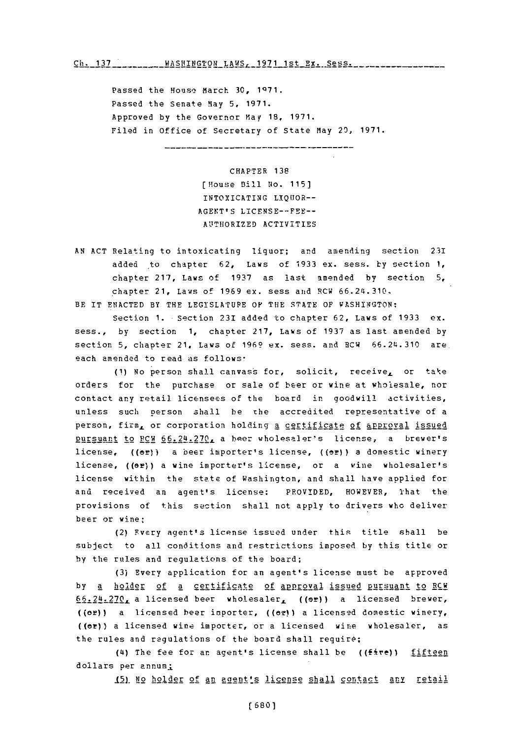Passed the House March 30, 1971.
Passed the Senate May 5, 1971.
Approved by the Governor May 18, 1971.
Filed in Office of Secretary of State May 20, 1971.

---

CHAPTER 138
[House Bill No. 115]
INTOXICATING LIQUOR--
AGENT'S LICENSE--FEE--
AUTHORIZED ACTIVITIES

AN ACT Relating to intoxicating liquor; and amending section 23I added to chapter 62, Laws of 1933 ex. sess. by section 1, chapter 217, Laws of 1937 as last amended by section 5, chapter 21, Laws of 1969 ex. sess and RCW 66.24.310.

BE IT ENACTED BY THE LEGISLATURE OF THE STATE OF WASHINGTON:

Section 1. Section 23I added to chapter 62, Laws of 1933 ex. sess., by section 1, chapter 217, Laws of 1937 as last amended by section 5, chapter 21, Laws of 1969 ex. sess. and RCW 66.24.310 are each amended to read as follows:

(1) No person shall canvass for, solicit, receive, or take orders for the purchase or sale of beer or wine at wholesale, nor contact any retail licensees of the board in goodwill activities, unless such person shall be the accredited representative of a person, firm, or corporation holding a certificate of approval issued pursuant to RCW 66.24.270, a beer wholesaler's license, a brewer's license, ((or)) a beer importer's license, ((or)) a domestic winery license, ((or)) a wine importer's license, or a wine wholesaler's license within the state of Washington, and shall have applied for and received an agent's license: PROVIDED, HOWEVER, That the provisions of this section shall not apply to drivers who deliver beer or wine;

(2) Every agent's license issued under this title shall be subject to all conditions and restrictions imposed by this title or by the rules and regulations of the board;

(3) Every application for an agent's license must be approved by a holder of a certificate of approval issued pursuant to RCW 66.24.270, a licensed beer wholesaler, ((or)) a licensed brewer, ((or)) a licensed beer importer, ((or)) a licensed domestic winery, ((or)) a licensed wine importer, or a licensed wine wholesaler, as the rules and regulations of the board shall require;

(4) The fee for an agent's license shall be ((five)) fifteen dollars per annum;

(5) No holder of an agent's license shall contact any retail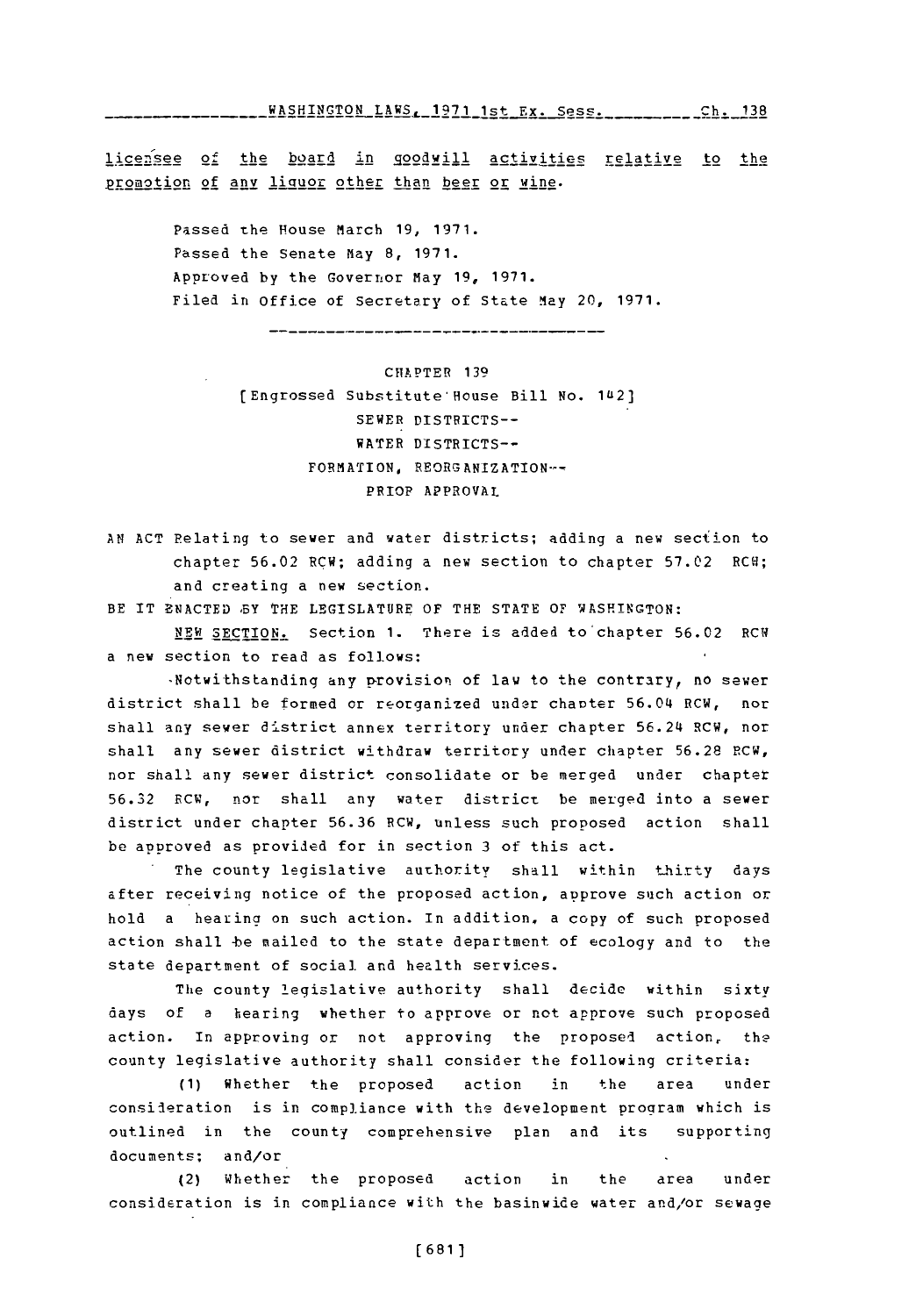licensee of the board in goodwill activities relative to the promotion of any liquor other than beer or wine.

Passed the House March 19, 1971.
Passed the Senate May 8, 1971.
Approved by the Governor May 19, 1971.
Filed in Office of Secretary of State May 20, 1971.

---

CHAPTER 139
[Engrossed Substitute House Bill No. 142]
SEWER DISTRICTS--
WATER DISTRICTS--
FORMATION, REORGANIZATION--
PRIOR APPROVAL

AN ACT Relating to sewer and water districts; adding a new section to chapter 56.02 RCW; adding a new section to chapter 57.02 RCW; and creating a new section.

BE IT ENACTED BY THE LEGISLATURE OF THE STATE OF WASHINGTON:

NEW SECTION. Section 1. There is added to chapter 56.02 RCW a new section to read as follows:

Notwithstanding any provision of law to the contrary, no sewer district shall be formed or reorganized under chapter 56.04 RCW, nor shall any sewer district annex territory under chapter 56.24 RCW, nor shall any sewer district withdraw territory under chapter 56.28 RCW, nor shall any sewer district consolidate or be merged under chapter 56.32 RCW, nor shall any water district be merged into a sewer district under chapter 56.36 RCW, unless such proposed action shall be approved as provided for in section 3 of this act.

The county legislative authority shall within thirty days after receiving notice of the proposed action, approve such action or hold a hearing on such action. In addition, a copy of such proposed action shall be mailed to the state department of ecology and to the state department of social and health services.

The county legislative authority shall decide within sixty days of a hearing whether to approve or not approve such proposed action. In approving or not approving the proposed action, the county legislative authority shall consider the following criteria:

(1) Whether the proposed action in the area under consideration is in compliance with the development program which is outlined in the county comprehensive plan and its supporting documents; and/or

(2) Whether the proposed action in the area under consideration is in compliance with the basinwide water and/or sewage